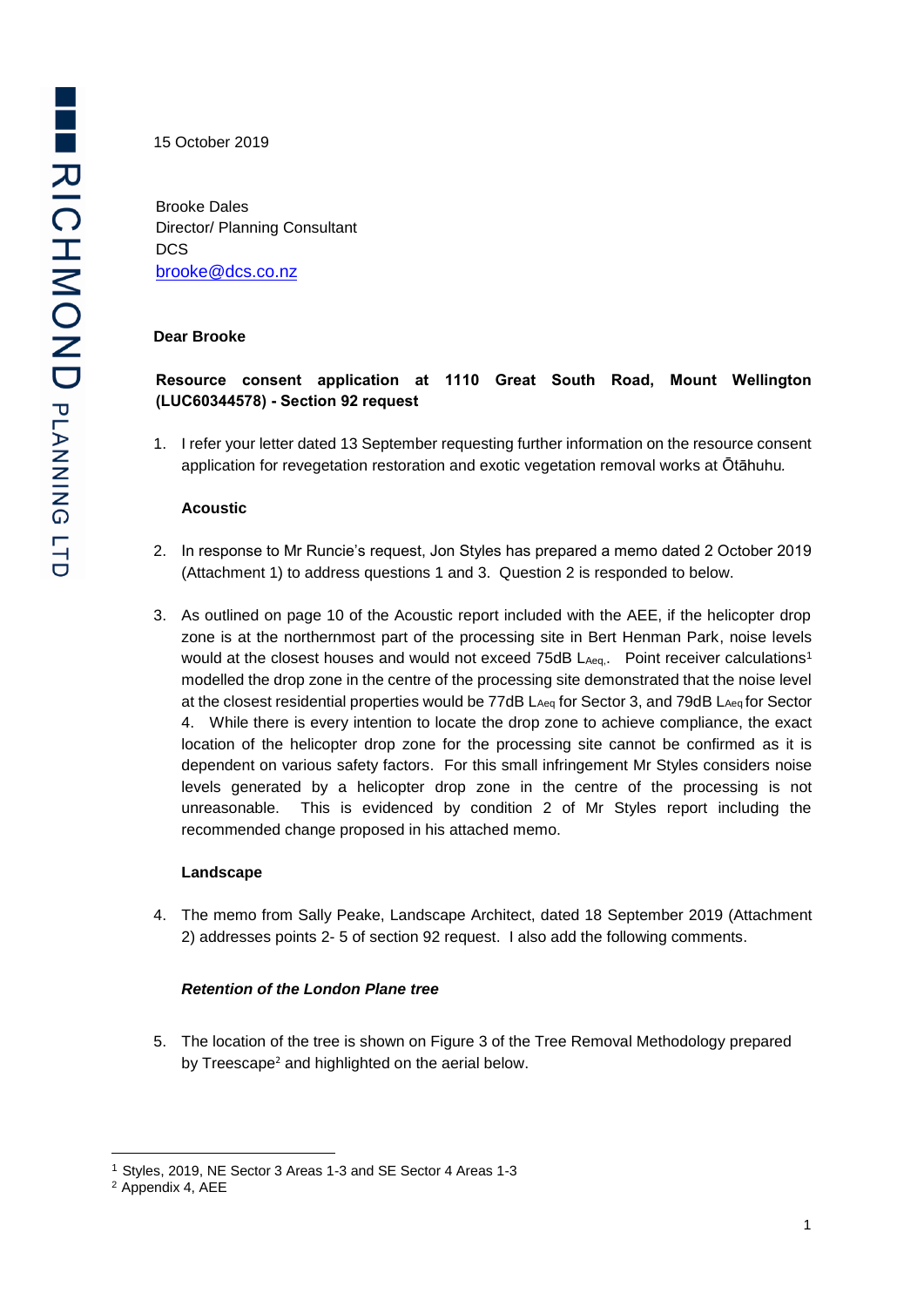15 October 2019

Brooke Dales  
Director/ Planning Consultant  
DCS  
brooke@dcs.co.nz

**Dear Brooke**

**Resource consent application at 1110 Great South Road, Mount Wellington (LUC60344578) - Section 92 request**

1. I refer your letter dated 13 September requesting further information on the resource consent application for revegetation restoration and exotic vegetation removal works at Ōtāhuhu*.*

   **Acoustic**

2. In response to Mr Runcie's request, Jon Styles has prepared a memo dated 2 October 2019 (Attachment 1) to address questions 1 and 3. Question 2 is responded to below.

3. As outlined on page 10 of the Acoustic report included with the AEE, if the helicopter drop zone is at the northernmost part of the processing site in Bert Henman Park, noise levels would at the closest houses and would not exceed 75dB $L_{Aeq}$,. Point receiver calculations[1] modelled the drop zone in the centre of the processing site demonstrated that the noise level at the closest residential properties would be 77dB $L_{Aeq}$ for Sector 3, and 79dB $L_{Aeq}$ for Sector 4. While there is every intention to locate the drop zone to achieve compliance, the exact location of the helicopter drop zone for the processing site cannot be confirmed as it is dependent on various safety factors. For this small infringement Mr Styles considers noise levels generated by a helicopter drop zone in the centre of the processing is not unreasonable. This is evidenced by condition 2 of Mr Styles report including the recommended change proposed in his attached memo.

   **Landscape**

4. The memo from Sally Peake, Landscape Architect, dated 18 September 2019 (Attachment 2) addresses points 2- 5 of section 92 request. I also add the following comments.

   ***Retention of the London Plane tree***

5. The location of the tree is shown on Figure 3 of the Tree Removal Methodology prepared by Treescape[2] and highlighted on the aerial below.

---

[1] Styles, 2019, NE Sector 3 Areas 1-3 and SE Sector 4 Areas 1-3

[2] Appendix 4, AEE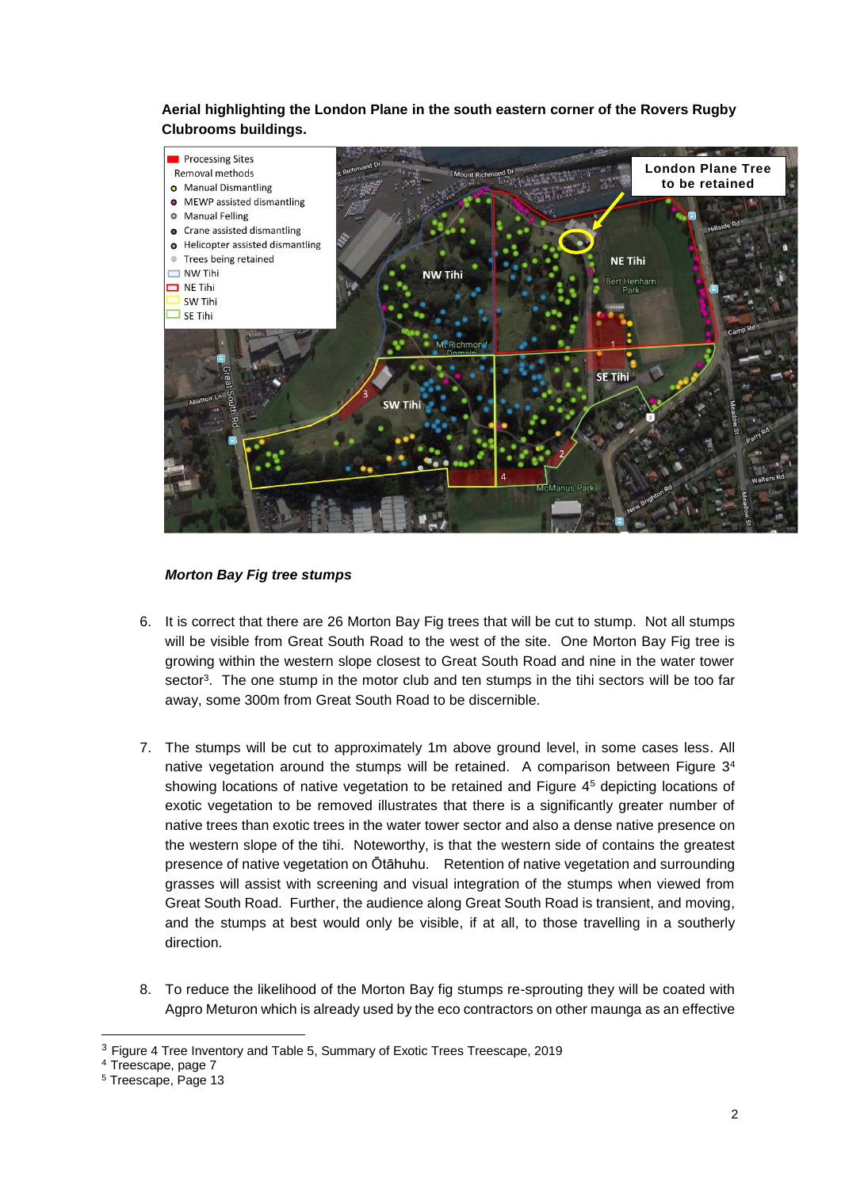**Aerial highlighting the London Plane in the south eastern corner of the Rovers Rugby Clubrooms buildings.**

*Morton Bay Fig tree stumps*

6. It is correct that there are 26 Morton Bay Fig trees that will be cut to stump. Not all stumps will be visible from Great South Road to the west of the site. One Morton Bay Fig tree is growing within the western slope closest to Great South Road and nine in the water tower sector[3]. The one stump in the motor club and ten stumps in the tihi sectors will be too far away, some 300m from Great South Road to be discernible.

7. The stumps will be cut to approximately 1m above ground level, in some cases less. All native vegetation around the stumps will be retained. A comparison between Figure 3[4] showing locations of native vegetation to be retained and Figure 4[5] depicting locations of exotic vegetation to be removed illustrates that there is a significantly greater number of native trees than exotic trees in the water tower sector and also a dense native presence on the western slope of the tihi. Noteworthy, is that the western side of contains the greatest presence of native vegetation on Ōtāhuhu. Retention of native vegetation and surrounding grasses will assist with screening and visual integration of the stumps when viewed from Great South Road. Further, the audience along Great South Road is transient, and moving, and the stumps at best would only be visible, if at all, to those travelling in a southerly direction.

8. To reduce the likelihood of the Morton Bay fig stumps re-sprouting they will be coated with Agpro Meturon which is already used by the eco contractors on other maunga as an effective

---

[3] Figure 4 Tree Inventory and Table 5, Summary of Exotic Trees Treescape, 2019

[4] Treescape, page 7

[5] Treescape, Page 13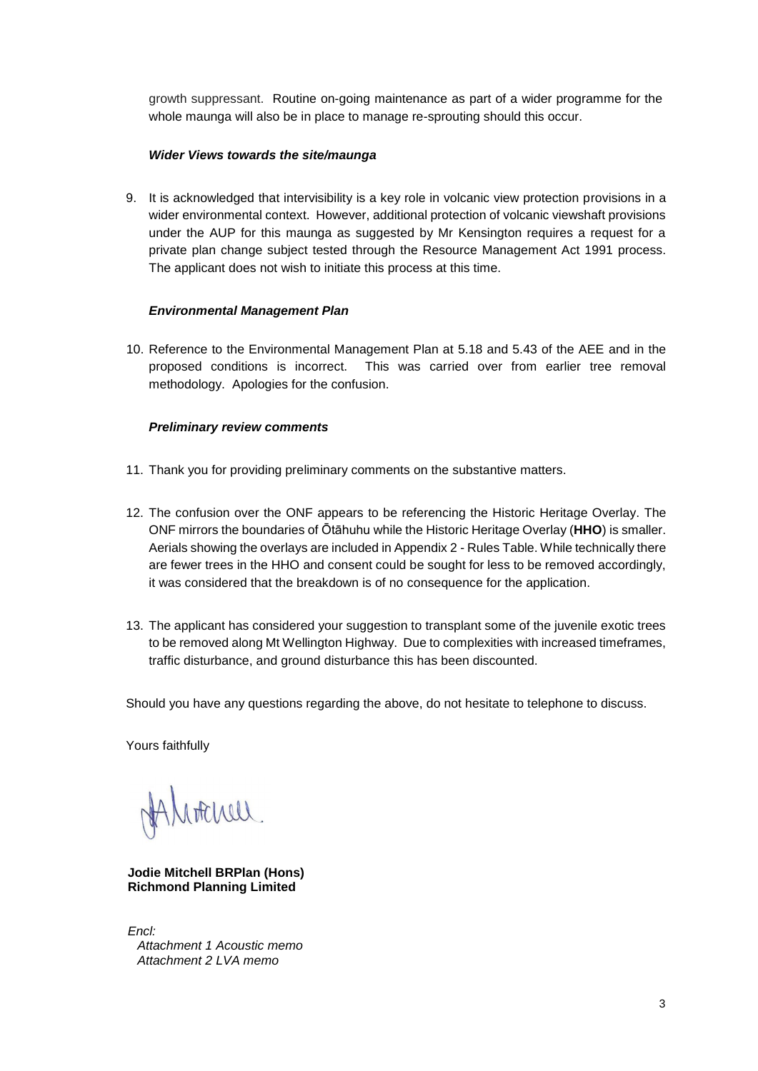growth suppressant. Routine on-going maintenance as part of a wider programme for the whole maunga will also be in place to manage re-sprouting should this occur.

***Wider Views towards the site/maunga***

9. It is acknowledged that intervisibility is a key role in volcanic view protection provisions in a wider environmental context. However, additional protection of volcanic viewshaft provisions under the AUP for this maunga as suggested by Mr Kensington requires a request for a private plan change subject tested through the Resource Management Act 1991 process. The applicant does not wish to initiate this process at this time.

***Environmental Management Plan***

10. Reference to the Environmental Management Plan at 5.18 and 5.43 of the AEE and in the proposed conditions is incorrect. This was carried over from earlier tree removal methodology. Apologies for the confusion.

***Preliminary review comments***

11. Thank you for providing preliminary comments on the substantive matters.

12. The confusion over the ONF appears to be referencing the Historic Heritage Overlay. The ONF mirrors the boundaries of Ōtāhuhu while the Historic Heritage Overlay (**HHO**) is smaller. Aerials showing the overlays are included in Appendix 2 - Rules Table. While technically there are fewer trees in the HHO and consent could be sought for less to be removed accordingly, it was considered that the breakdown is of no consequence for the application.

13. The applicant has considered your suggestion to transplant some of the juvenile exotic trees to be removed along Mt Wellington Highway. Due to complexities with increased timeframes, traffic disturbance, and ground disturbance this has been discounted.

Should you have any questions regarding the above, do not hesitate to telephone to discuss.

Yours faithfully

**Jodie Mitchell BRPlan (Hons)**
**Richmond Planning Limited**

*Encl:*
*Attachment 1 Acoustic memo*
*Attachment 2 LVA memo*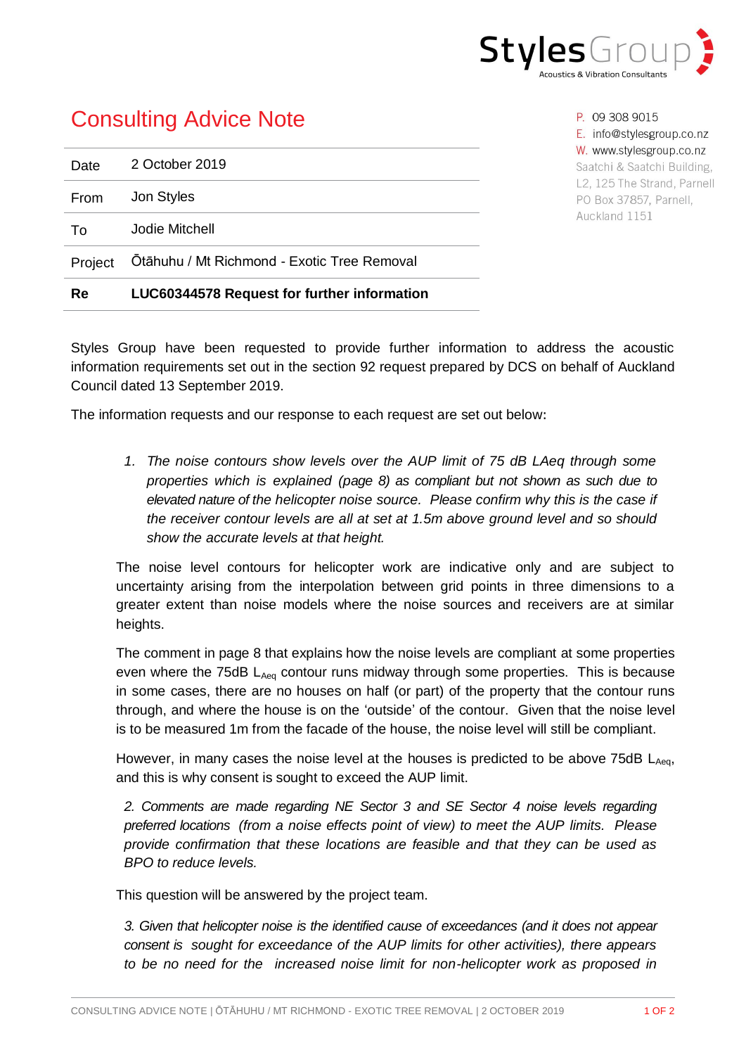# Consulting Advice Note

| | |
|---|---|
| Date | 2 October 2019 |
| From | Jon Styles |
| To | Jodie Mitchell |
| Project | Ōtāhuhu / Mt Richmond - Exotic Tree Removal |
| **Re** | **LUC60344578 Request for further information** |

P. 09 308 9015
E. info@stylesgroup.co.nz
W. www.stylesgroup.co.nz
Saatchi & Saatchi Building, L2, 125 The Strand, Parnell
PO Box 37857, Parnell, Auckland 1151

Styles Group have been requested to provide further information to address the acoustic information requirements set out in the section 92 request prepared by DCS on behalf of Auckland Council dated 13 September 2019.

The information requests and our response to each request are set out below:

1. *The noise contours show levels over the AUP limit of 75 dB LAeq through some properties which is explained (page 8) as compliant but not shown as such due to elevated nature of the helicopter noise source. Please confirm why this is the case if the receiver contour levels are all at set at 1.5m above ground level and so should show the accurate levels at that height.*

The noise level contours for helicopter work are indicative only and are subject to uncertainty arising from the interpolation between grid points in three dimensions to a greater extent than noise models where the noise sources and receivers are at similar heights.

The comment in page 8 that explains how the noise levels are compliant at some properties even where the 75dB $L_{Aeq}$ contour runs midway through some properties. This is because in some cases, there are no houses on half (or part) of the property that the contour runs through, and where the house is on the 'outside' of the contour. Given that the noise level is to be measured 1m from the facade of the house, the noise level will still be compliant.

However, in many cases the noise level at the houses is predicted to be above 75dB $L_{Aeq}$, and this is why consent is sought to exceed the AUP limit.

*2. Comments are made regarding NE Sector 3 and SE Sector 4 noise levels regarding preferred locations (from a noise effects point of view) to meet the AUP limits. Please provide confirmation that these locations are feasible and that they can be used as BPO to reduce levels.*

This question will be answered by the project team.

*3. Given that helicopter noise is the identified cause of exceedances (and it does not appear consent is sought for exceedance of the AUP limits for other activities), there appears to be no need for the increased noise limit for non-helicopter work as proposed in*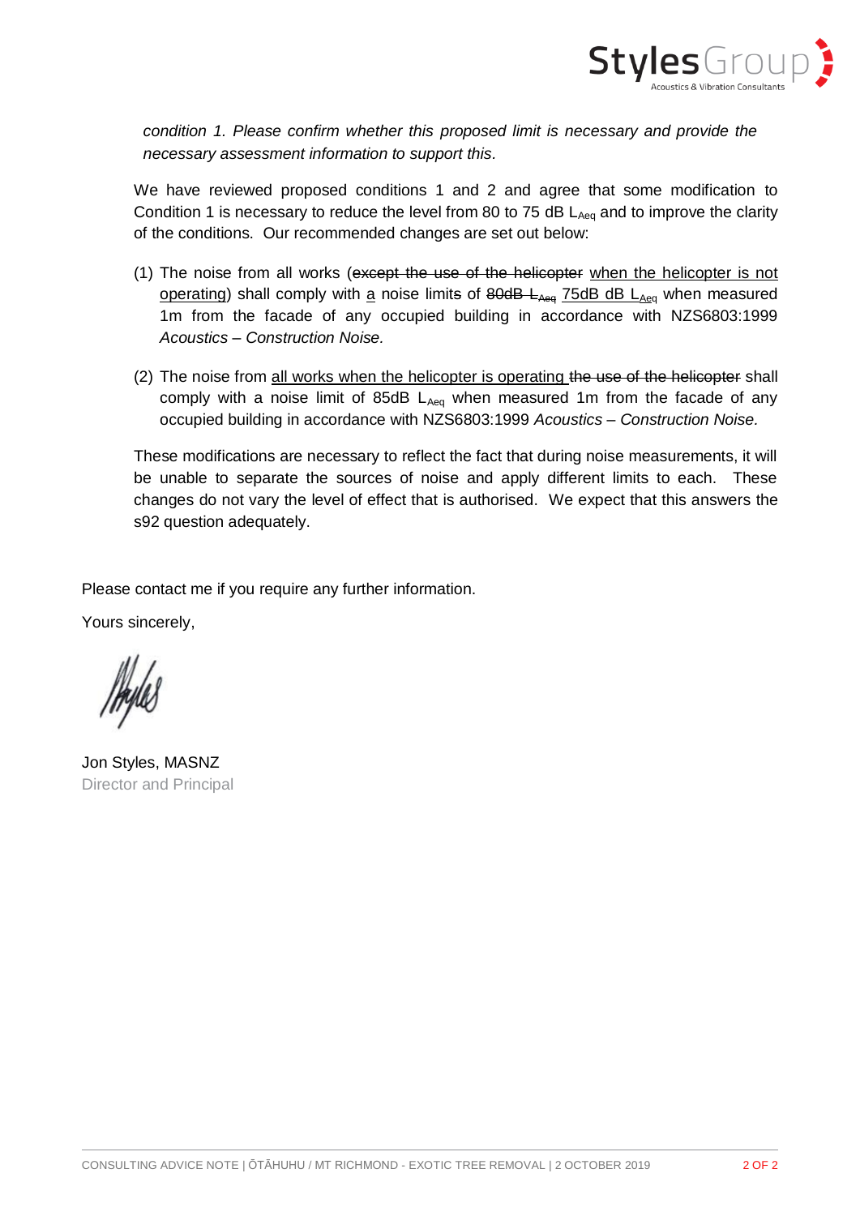*condition 1. Please confirm whether this proposed limit is necessary and provide the necessary assessment information to support this.*

We have reviewed proposed conditions 1 and 2 and agree that some modification to Condition 1 is necessary to reduce the level from 80 to 75 dB $L_{Aeq}$ and to improve the clarity of the conditions. Our recommended changes are set out below:

(1) The noise from all works (~~except the use of the helicopter~~ <u>when the helicopter is not operating</u>) shall comply with <u>a</u> noise limit~~s~~ of ~~80dB $L_{Aeq}$~~ <u>75dB dB $L_{Aeq}$</u> when measured 1m from the facade of any occupied building in accordance with NZS6803:1999 *Acoustics – Construction Noise.*

(2) The noise from <u>all works when the helicopter is operating</u> ~~the use of the helicopter~~ shall comply with a noise limit of 85dB $L_{Aeq}$ when measured 1m from the facade of any occupied building in accordance with NZS6803:1999 *Acoustics – Construction Noise.*

These modifications are necessary to reflect the fact that during noise measurements, it will be unable to separate the sources of noise and apply different limits to each. These changes do not vary the level of effect that is authorised. We expect that this answers the s92 question adequately.

Please contact me if you require any further information.

Yours sincerely,

Jon Styles, MASNZ
Director and Principal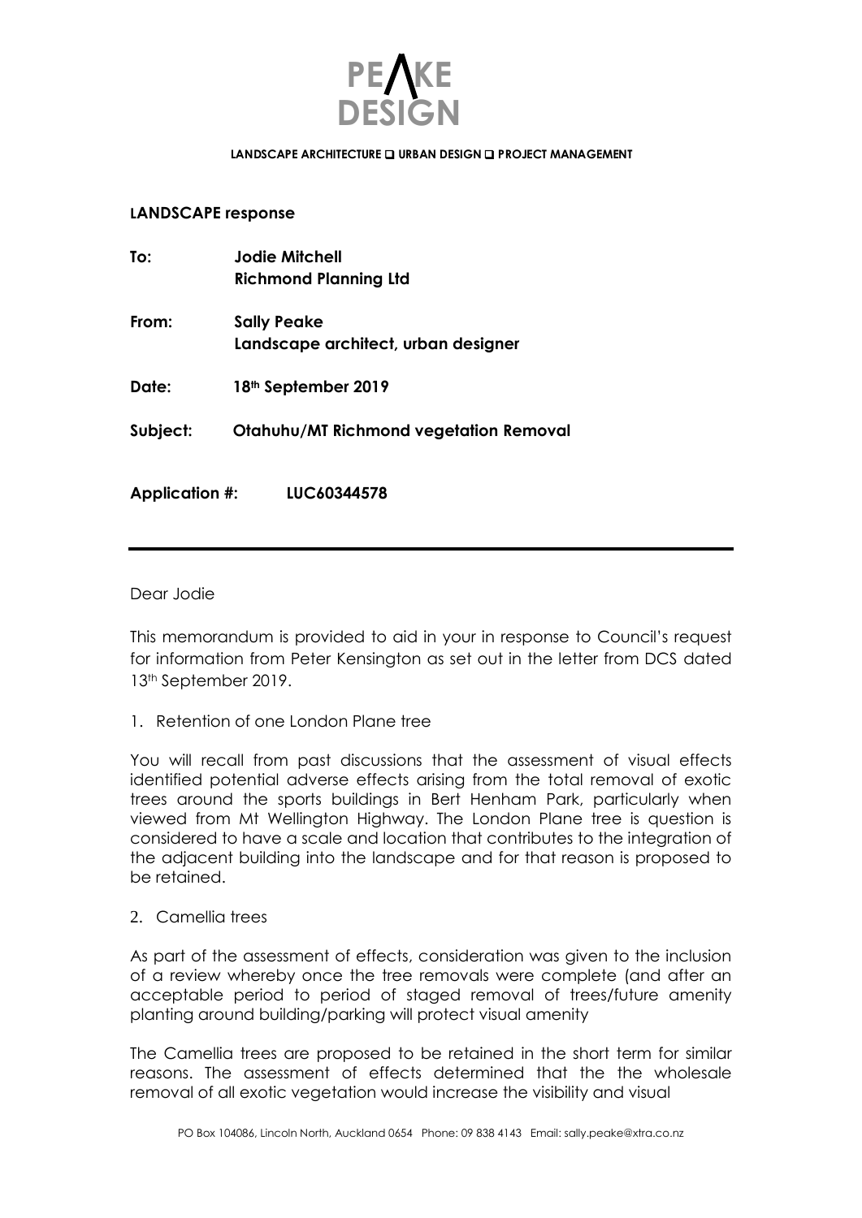**PEAKE DESIGN**

**LANDSCAPE ARCHITECTURE ❑ URBAN DESIGN ❑ PROJECT MANAGEMENT**

**LANDSCAPE response**

**To:** **Jodie Mitchell**
**Richmond Planning Ltd**

**From:** **Sally Peake**
**Landscape architect, urban designer**

**Date:** **18th September 2019**

**Subject:** **Otahuhu/MT Richmond vegetation Removal**

**Application #:** **LUC60344578**

---

Dear Jodie

This memorandum is provided to aid in your in response to Council's request for information from Peter Kensington as set out in the letter from DCS dated 13th September 2019.

1. Retention of one London Plane tree

You will recall from past discussions that the assessment of visual effects identified potential adverse effects arising from the total removal of exotic trees around the sports buildings in Bert Henham Park, particularly when viewed from Mt Wellington Highway. The London Plane tree is question is considered to have a scale and location that contributes to the integration of the adjacent building into the landscape and for that reason is proposed to be retained.

2. Camellia trees

As part of the assessment of effects, consideration was given to the inclusion of a review whereby once the tree removals were complete (and after an acceptable period to period of staged removal of trees/future amenity planting around building/parking will protect visual amenity

The Camellia trees are proposed to be retained in the short term for similar reasons. The assessment of effects determined that the wholesale removal of all exotic vegetation would increase the visibility and visual

PO Box 104086, Lincoln North, Auckland 0654 Phone: 09 838 4143 Email: sally.peake@xtra.co.nz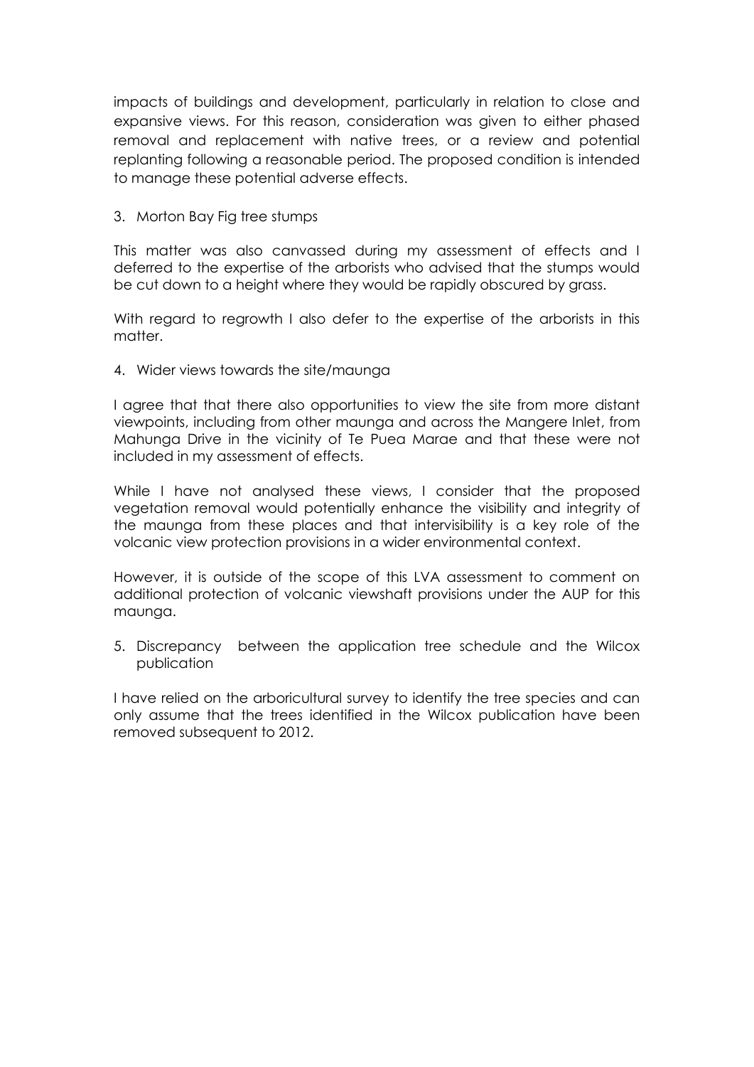impacts of buildings and development, particularly in relation to close and expansive views. For this reason, consideration was given to either phased removal and replacement with native trees, or a review and potential replanting following a reasonable period. The proposed condition is intended to manage these potential adverse effects.

3. Morton Bay Fig tree stumps

This matter was also canvassed during my assessment of effects and I deferred to the expertise of the arborists who advised that the stumps would be cut down to a height where they would be rapidly obscured by grass.

With regard to regrowth I also defer to the expertise of the arborists in this matter.

4. Wider views towards the site/maunga

I agree that that there also opportunities to view the site from more distant viewpoints, including from other maunga and across the Mangere Inlet, from Mahunga Drive in the vicinity of Te Puea Marae and that these were not included in my assessment of effects.

While I have not analysed these views, I consider that the proposed vegetation removal would potentially enhance the visibility and integrity of the maunga from these places and that intervisibility is a key role of the volcanic view protection provisions in a wider environmental context.

However, it is outside of the scope of this LVA assessment to comment on additional protection of volcanic viewshaft provisions under the AUP for this maunga.

5. Discrepancy between the application tree schedule and the Wilcox publication

I have relied on the arboricultural survey to identify the tree species and can only assume that the trees identified in the Wilcox publication have been removed subsequent to 2012.